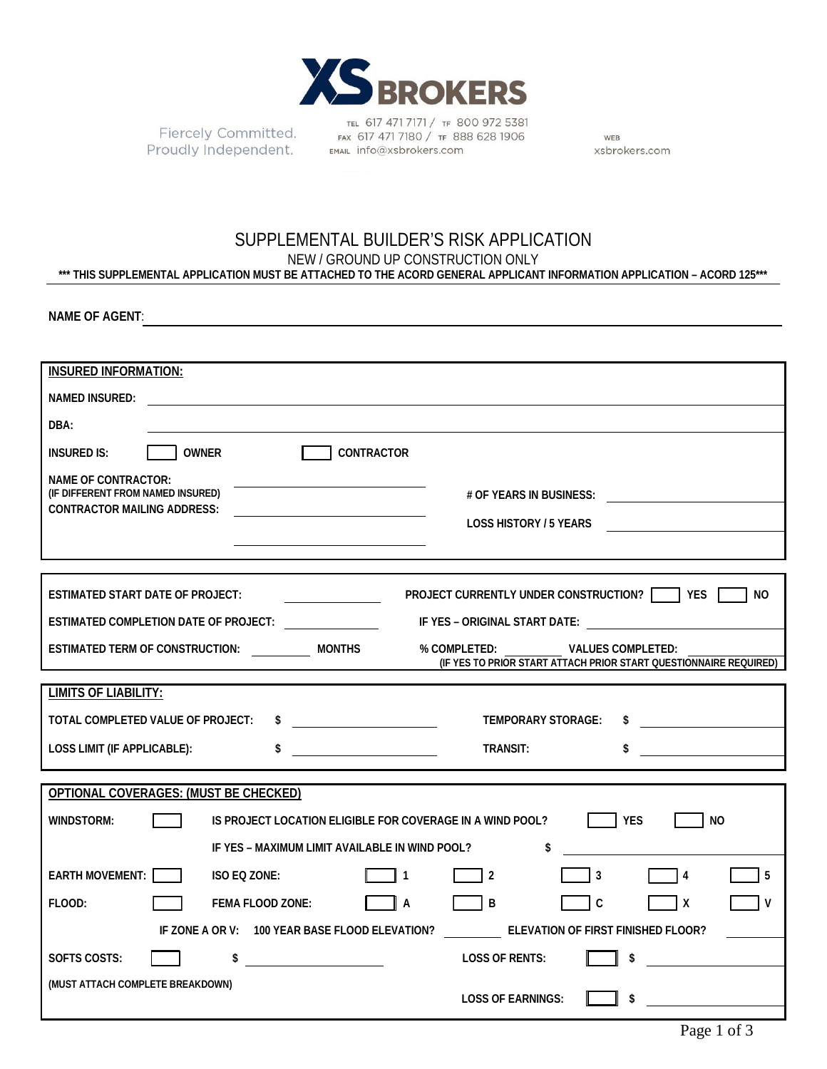XS BROKERS

Fiercely Committed.
Proudly Independent.

TEL 617 471 7171 / TF 800 972 5381
FAX 617 471 7180 / TF 888 628 1906
EMAIL info@xsbrokers.com

WEB
xsbrokers.com

# SUPPLEMENTAL BUILDER'S RISK APPLICATION

NEW / GROUND UP CONSTRUCTION ONLY

**\*\*\* THIS SUPPLEMENTAL APPLICATION MUST BE ATTACHED TO THE ACORD GENERAL APPLICANT INFORMATION APPLICATION – ACORD 125\*\*\***

**NAME OF AGENT**: ______________________________

## INSURED INFORMATION:

**NAMED INSURED:** ______________________________

**DBA:** ______________________________

**INSURED IS:** ☐ OWNER ☐ CONTRACTOR

**NAME OF CONTRACTOR:** ______________________________
(IF DIFFERENT FROM NAMED INSURED)

**CONTRACTOR MAILING ADDRESS:** ______________________________

______________________________

**# OF YEARS IN BUSINESS:** ______________________________

**LOSS HISTORY / 5 YEARS** ______________________________

---

**ESTIMATED START DATE OF PROJECT:** ______________

**ESTIMATED COMPLETION DATE OF PROJECT:** ______________

**ESTIMATED TERM OF CONSTRUCTION:** __________ **MONTHS**

**PROJECT CURRENTLY UNDER CONSTRUCTION?** ☐ YES ☐ NO

**IF YES – ORIGINAL START DATE:** ______________

**% COMPLETED:** __________ **VALUES COMPLETED:** __________
(IF YES TO PRIOR START ATTACH PRIOR START QUESTIONNAIRE REQUIRED)

## LIMITS OF LIABILITY:

**TOTAL COMPLETED VALUE OF PROJECT:** $ ______________

**LOSS LIMIT (IF APPLICABLE):** $ ______________

**TEMPORARY STORAGE:** $ ______________

**TRANSIT:** $ ______________

## OPTIONAL COVERAGES: (MUST BE CHECKED)

**WINDSTORM:** ☐ IS PROJECT LOCATION ELIGIBLE FOR COVERAGE IN A WIND POOL? ☐ YES ☐ NO

IF YES – MAXIMUM LIMIT AVAILABLE IN WIND POOL? $ ______________

**EARTH MOVEMENT:** ☐ ISO EQ ZONE: ☐ 1 ☐ 2 ☐ 3 ☐ 4 ☐ 5

**FLOOD:** ☐ FEMA FLOOD ZONE: ☐ A ☐ B ☐ C ☐ X ☐ V

IF ZONE A OR V: 100 YEAR BASE FLOOD ELEVATION? __________ ELEVATION OF FIRST FINISHED FLOOR? __________

**SOFTS COSTS:** ☐ $ ______________
(MUST ATTACH COMPLETE BREAKDOWN)

**LOSS OF RENTS:** ☐ $ ______________

**LOSS OF EARNINGS:** ☐ $ ______________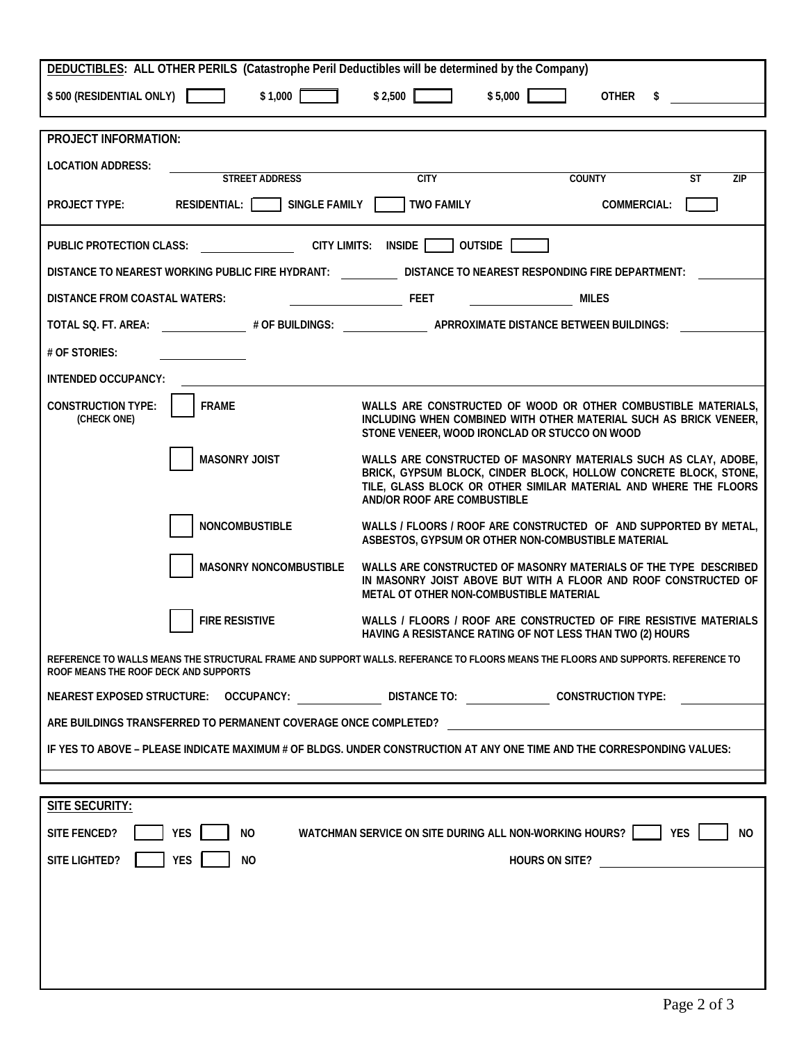**DEDUCTIBLES: ALL OTHER PERILS (Catastrophe Peril Deductibles will be determined by the Company)**

$ 500 (RESIDENTIAL ONLY) [ ]   $ 1,000 [ ]   $ 2,500 [ ]   $ 5,000 [ ]   OTHER $ ______

**PROJECT INFORMATION:**

LOCATION ADDRESS: ______

STREET ADDRESS | CITY | COUNTY | ST | ZIP

PROJECT TYPE: RESIDENTIAL: [ ] SINGLE FAMILY [ ] TWO FAMILY   COMMERCIAL: [ ]

PUBLIC PROTECTION CLASS: ______ CITY LIMITS: INSIDE [ ] OUTSIDE [ ]

DISTANCE TO NEAREST WORKING PUBLIC FIRE HYDRANT: ______ DISTANCE TO NEAREST RESPONDING FIRE DEPARTMENT: ______

DISTANCE FROM COASTAL WATERS: ______ FEET ______ MILES

TOTAL SQ. FT. AREA: ______ # OF BUILDINGS: ______ APRROXIMATE DISTANCE BETWEEN BUILDINGS: ______

# OF STORIES: ______

INTENDED OCCUPANCY: ______

CONSTRUCTION TYPE: (CHECK ONE)

| | Type | Description |
|---|---|---|
| [ ] | FRAME | WALLS ARE CONSTRUCTED OF WOOD OR OTHER COMBUSTIBLE MATERIALS, INCLUDING WHEN COMBINED WITH OTHER MATERIAL SUCH AS BRICK VENEER, STONE VENEER, WOOD IRONCLAD OR STUCCO ON WOOD |
| [ ] | MASONRY JOIST | WALLS ARE CONSTRUCTED OF MASONRY MATERIALS SUCH AS CLAY, ADOBE, BRICK, GYPSUM BLOCK, CINDER BLOCK, HOLLOW CONCRETE BLOCK, STONE, TILE, GLASS BLOCK OR OTHER SIMILAR MATERIAL AND WHERE THE FLOORS AND/OR ROOF ARE COMBUSTIBLE |
| [ ] | NONCOMBUSTIBLE | WALLS / FLOORS / ROOF ARE CONSTRUCTED OF AND SUPPORTED BY METAL, ASBESTOS, GYPSUM OR OTHER NON-COMBUSTIBLE MATERIAL |
| [ ] | MASONRY NONCOMBUSTIBLE | WALLS ARE CONSTRUCTED OF MASONRY MATERIALS OF THE TYPE DESCRIBED IN MASONRY JOIST ABOVE BUT WITH A FLOOR AND ROOF CONSTRUCTED OF METAL OT OTHER NON-COMBUSTIBLE MATERIAL |
| [ ] | FIRE RESISTIVE | WALLS / FLOORS / ROOF ARE CONSTRUCTED OF FIRE RESISTIVE MATERIALS HAVING A RESISTANCE RATING OF NOT LESS THAN TWO (2) HOURS |

REFERENCE TO WALLS MEANS THE STRUCTURAL FRAME AND SUPPORT WALLS. REFERANCE TO FLOORS MEANS THE FLOORS AND SUPPORTS. REFERENCE TO ROOF MEANS THE ROOF DECK AND SUPPORTS

NEAREST EXPOSED STRUCTURE: OCCUPANCY: ______ DISTANCE TO: ______ CONSTRUCTION TYPE: ______

ARE BUILDINGS TRANSFERRED TO PERMANENT COVERAGE ONCE COMPLETED? ______

IF YES TO ABOVE – PLEASE INDICATE MAXIMUM # OF BLDGS. UNDER CONSTRUCTION AT ANY ONE TIME AND THE CORRESPONDING VALUES:

**SITE SECURITY:**

SITE FENCED? [ ] YES [ ] NO   WATCHMAN SERVICE ON SITE DURING ALL NON-WORKING HOURS? [ ] YES [ ] NO

SITE LIGHTED? [ ] YES [ ] NO   HOURS ON SITE? ______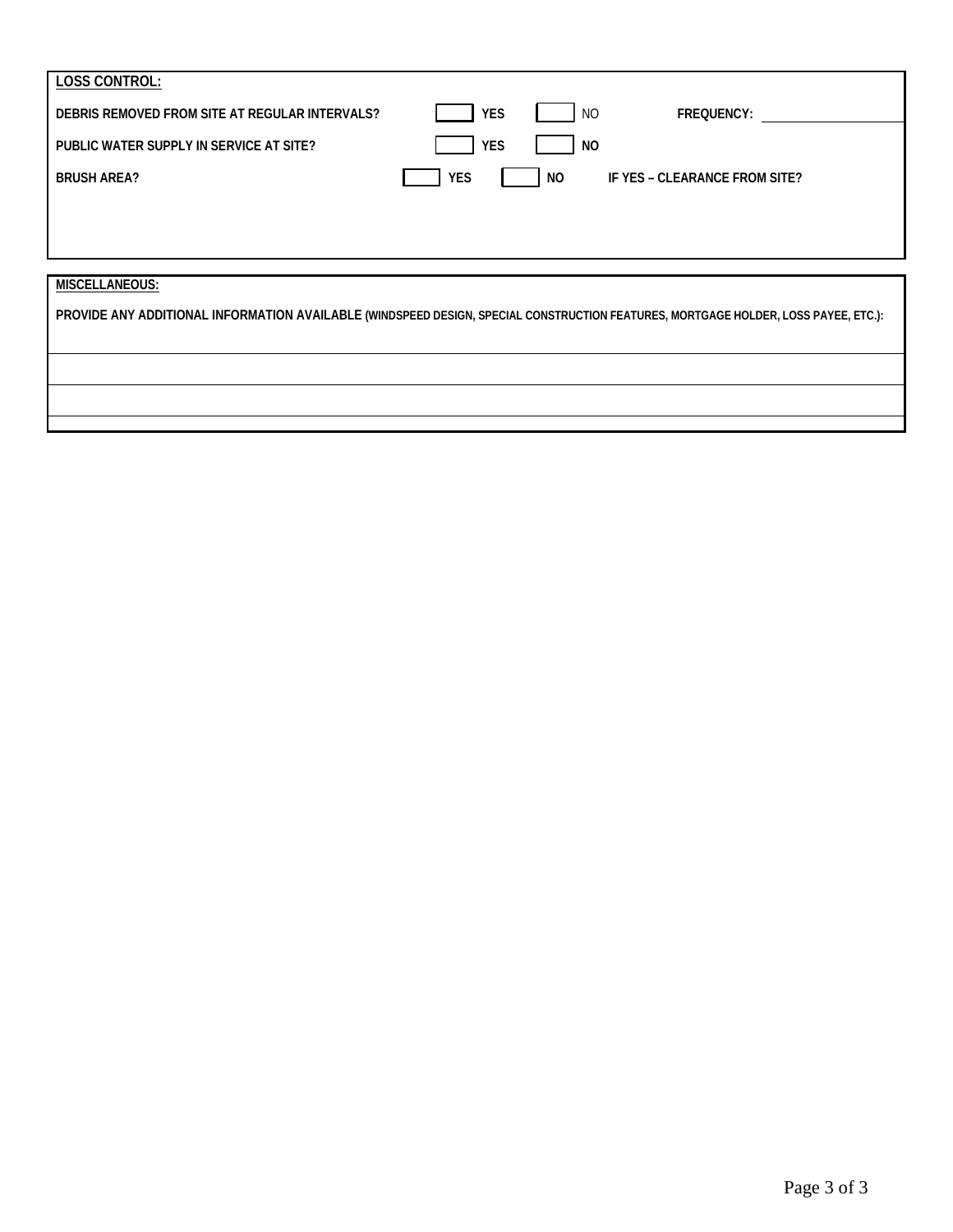**LOSS CONTROL:**

DEBRIS REMOVED FROM SITE AT REGULAR INTERVALS? ☐ YES ☐ NO FREQUENCY: ____________

PUBLIC WATER SUPPLY IN SERVICE AT SITE? ☐ YES ☐ NO

BRUSH AREA? ☐ YES ☐ NO IF YES – CLEARANCE FROM SITE?

**MISCELLANEOUS:**

PROVIDE ANY ADDITIONAL INFORMATION AVAILABLE (WINDSPEED DESIGN, SPECIAL CONSTRUCTION FEATURES, MORTGAGE HOLDER, LOSS PAYEE, ETC.):